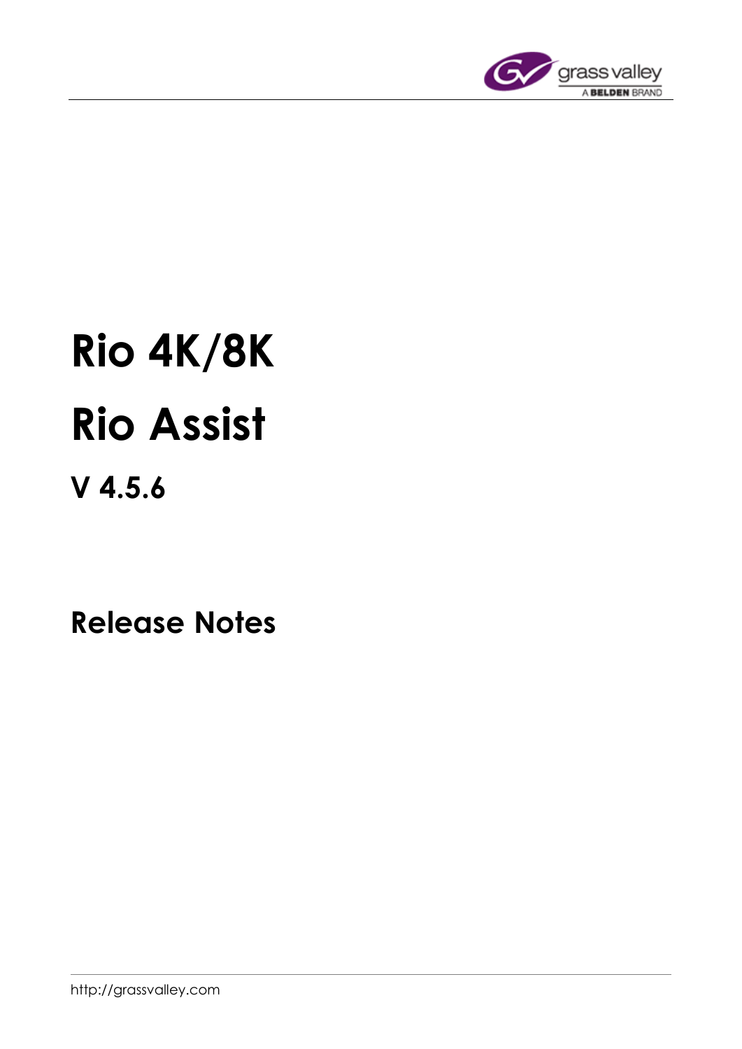# Rio 4K/8K

# Rio Assist

## V 4.5.6

## Release Notes

http://grassvalley.com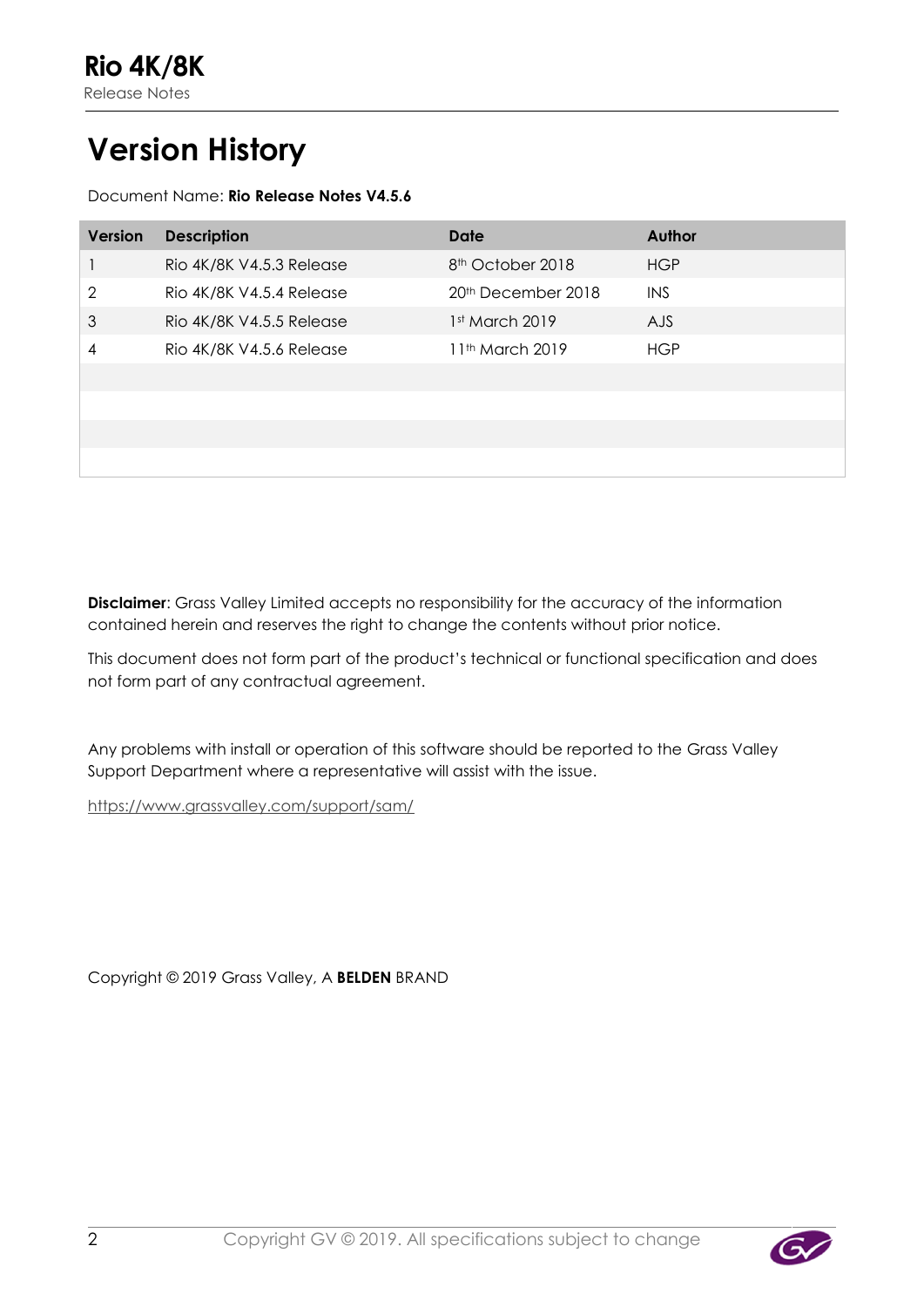# Version History

Document Name: **Rio Release Notes V4.5.6**

| Version | Description | Date | Author |
|---|---|---|---|
| 1 | Rio 4K/8K V4.5.3 Release | 8th October 2018 | HGP |
| 2 | Rio 4K/8K V4.5.4 Release | 20th December 2018 | INS |
| 3 | Rio 4K/8K V4.5.5 Release | 1st March 2019 | AJS |
| 4 | Rio 4K/8K V4.5.6 Release | 11th March 2019 | HGP |
| | | | |
| | | | |
| | | | |
| | | | |

**Disclaimer**: Grass Valley Limited accepts no responsibility for the accuracy of the information contained herein and reserves the right to change the contents without prior notice.

This document does not form part of the product's technical or functional specification and does not form part of any contractual agreement.

Any problems with install or operation of this software should be reported to the Grass Valley Support Department where a representative will assist with the issue.

https://www.grassvalley.com/support/sam/

Copyright © 2019 Grass Valley, A **BELDEN** BRAND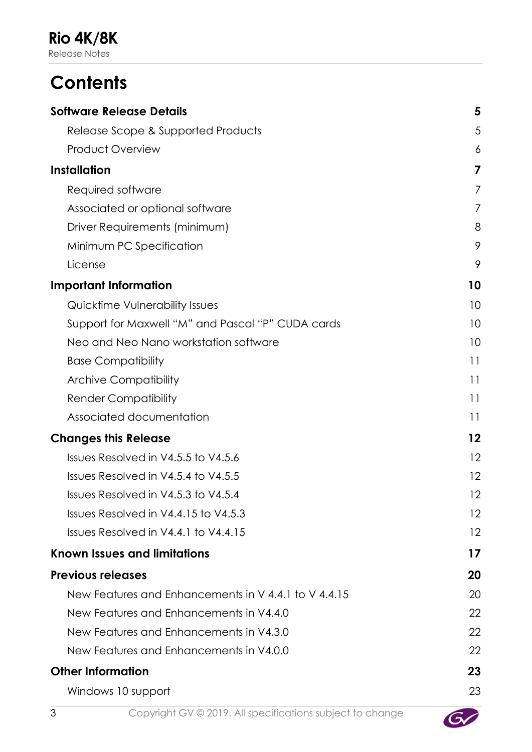# Contents

| | |
|---|---|
| **Software Release Details** | **5** |
| Release Scope & Supported Products | 5 |
| Product Overview | 6 |
| **Installation** | **7** |
| Required software | 7 |
| Associated or optional software | 7 |
| Driver Requirements (minimum) | 8 |
| Minimum PC Specification | 9 |
| License | 9 |
| **Important Information** | **10** |
| Quicktime Vulnerability Issues | 10 |
| Support for Maxwell “M” and Pascal “P” CUDA cards | 10 |
| Neo and Neo Nano workstation software | 10 |
| Base Compatibility | 11 |
| Archive Compatibility | 11 |
| Render Compatibility | 11 |
| Associated documentation | 11 |
| **Changes this Release** | **12** |
| Issues Resolved in V4.5.5 to V4.5.6 | 12 |
| Issues Resolved in V4.5.4 to V4.5.5 | 12 |
| Issues Resolved in V4.5.3 to V4.5.4 | 12 |
| Issues Resolved in V4.4.15 to V4.5.3 | 12 |
| Issues Resolved in V4.4.1 to V4.4.15 | 12 |
| **Known Issues and limitations** | **17** |
| **Previous releases** | **20** |
| New Features and Enhancements in V 4.4.1 to V 4.4.15 | 20 |
| New Features and Enhancements in V4.4.0 | 22 |
| New Features and Enhancements in V4.3.0 | 22 |
| New Features and Enhancements in V4.0.0 | 22 |
| **Other Information** | **23** |
| Windows 10 support | 23 |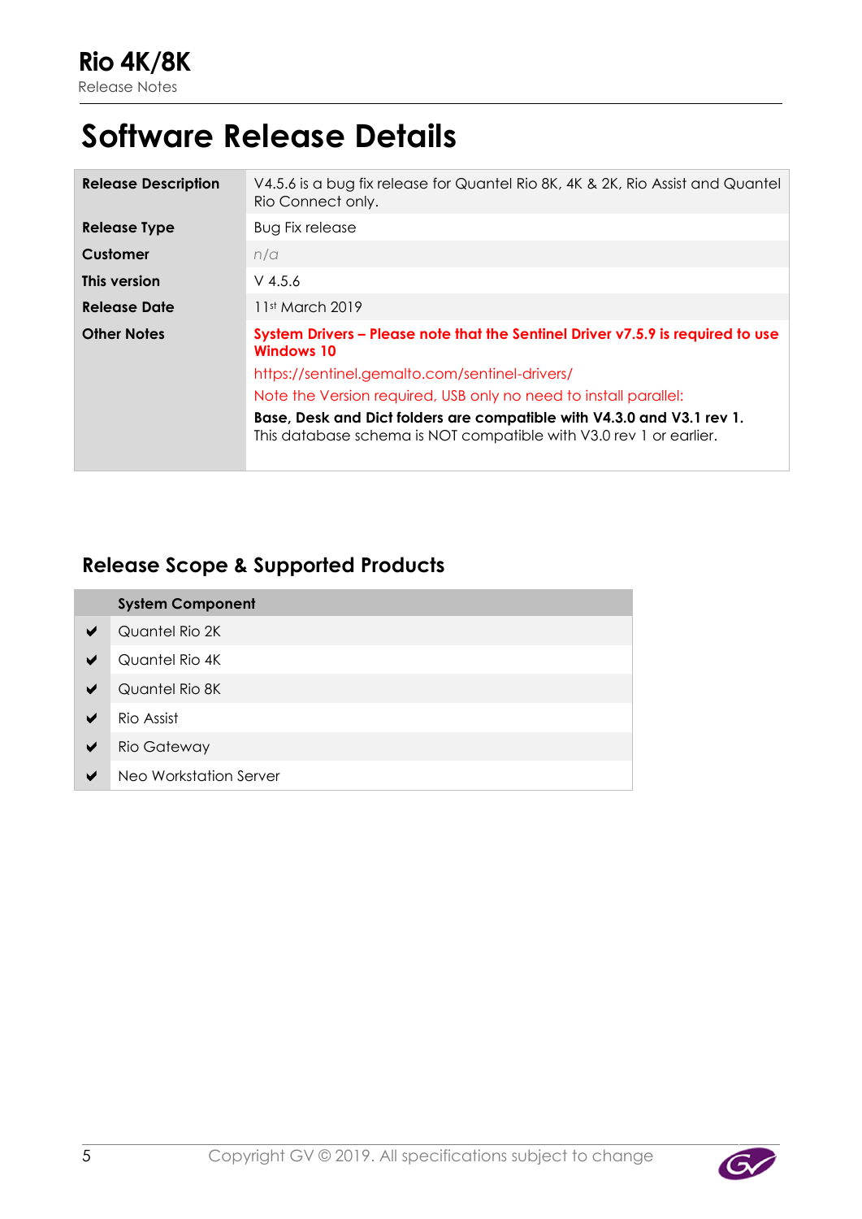# Software Release Details

| | |
|---|---|
| **Release Description** | V4.5.6 is a bug fix release for Quantel Rio 8K, 4K & 2K, Rio Assist and Quantel Rio Connect only. |
| **Release Type** | Bug Fix release |
| **Customer** | *n/a* |
| **This version** | V 4.5.6 |
| **Release Date** | 11st March 2019 |
| **Other Notes** | **System Drivers – Please note that the Sentinel Driver v7.5.9 is required to use Windows 10** <br> https://sentinel.gemalto.com/sentinel-drivers/ <br> Note the Version required, USB only no need to install parallel: <br> **Base, Desk and Dict folders are compatible with V4.3.0 and V3.1 rev 1.** <br> This database schema is NOT compatible with V3.0 rev 1 or earlier. |

## Release Scope & Supported Products

| | System Component |
|---|---|
| ✔ | Quantel Rio 2K |
| ✔ | Quantel Rio 4K |
| ✔ | Quantel Rio 8K |
| ✔ | Rio Assist |
| ✔ | Rio Gateway |
| ✔ | Neo Workstation Server |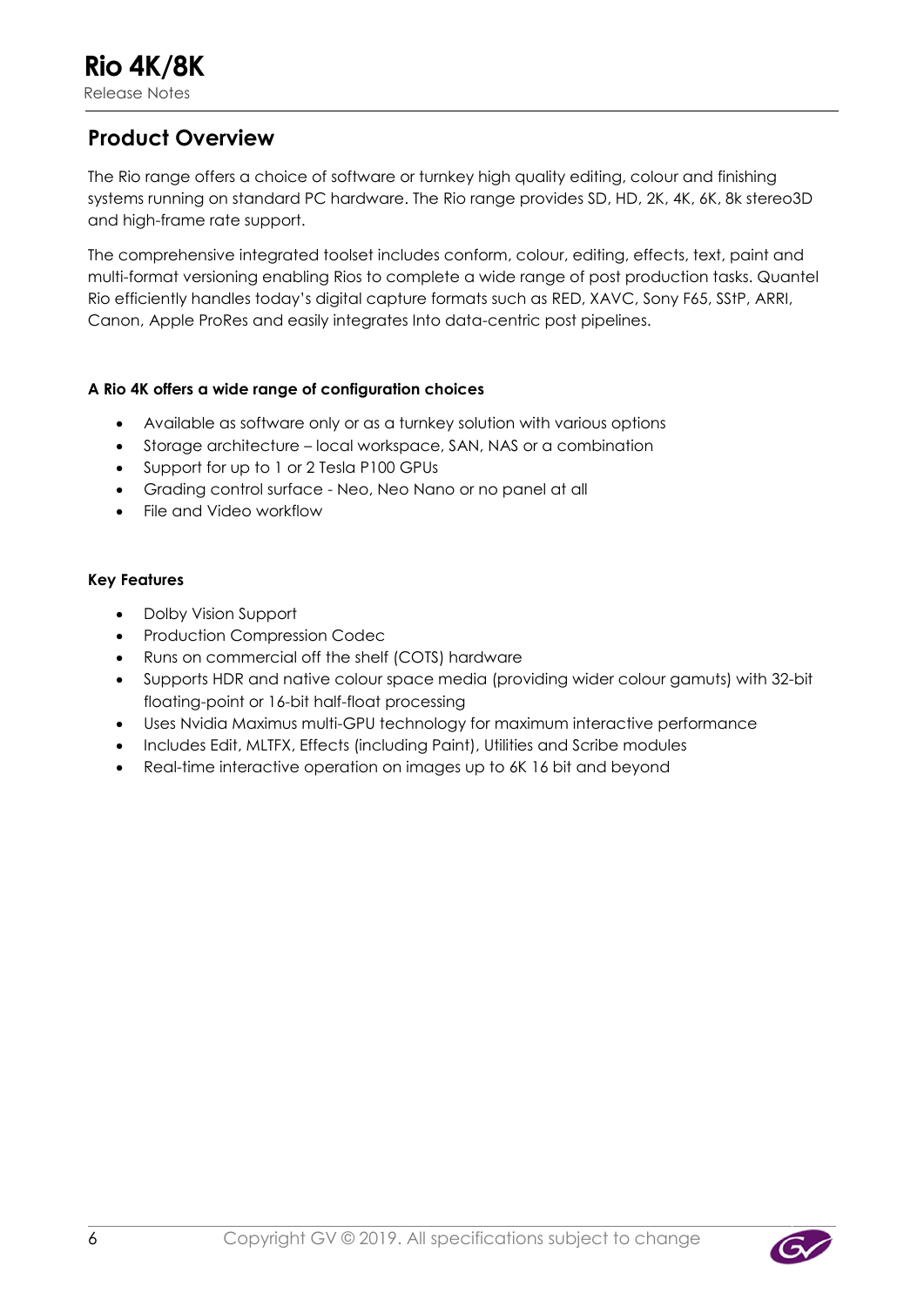## Product Overview

The Rio range offers a choice of software or turnkey high quality editing, colour and finishing systems running on standard PC hardware. The Rio range provides SD, HD, 2K, 4K, 6K, 8k stereo3D and high-frame rate support.

The comprehensive integrated toolset includes conform, colour, editing, effects, text, paint and multi-format versioning enabling Rios to complete a wide range of post production tasks. Quantel Rio efficiently handles today's digital capture formats such as RED, XAVC, Sony F65, SStP, ARRI, Canon, Apple ProRes and easily integrates Into data-centric post pipelines.

**A Rio 4K offers a wide range of configuration choices**

- Available as software only or as a turnkey solution with various options
- Storage architecture – local workspace, SAN, NAS or a combination
- Support for up to 1 or 2 Tesla P100 GPUs
- Grading control surface - Neo, Neo Nano or no panel at all
- File and Video workflow

**Key Features**

- Dolby Vision Support
- Production Compression Codec
- Runs on commercial off the shelf (COTS) hardware
- Supports HDR and native colour space media (providing wider colour gamuts) with 32-bit floating-point or 16-bit half-float processing
- Uses Nvidia Maximus multi-GPU technology for maximum interactive performance
- Includes Edit, MLTFX, Effects (including Paint), Utilities and Scribe modules
- Real-time interactive operation on images up to 6K 16 bit and beyond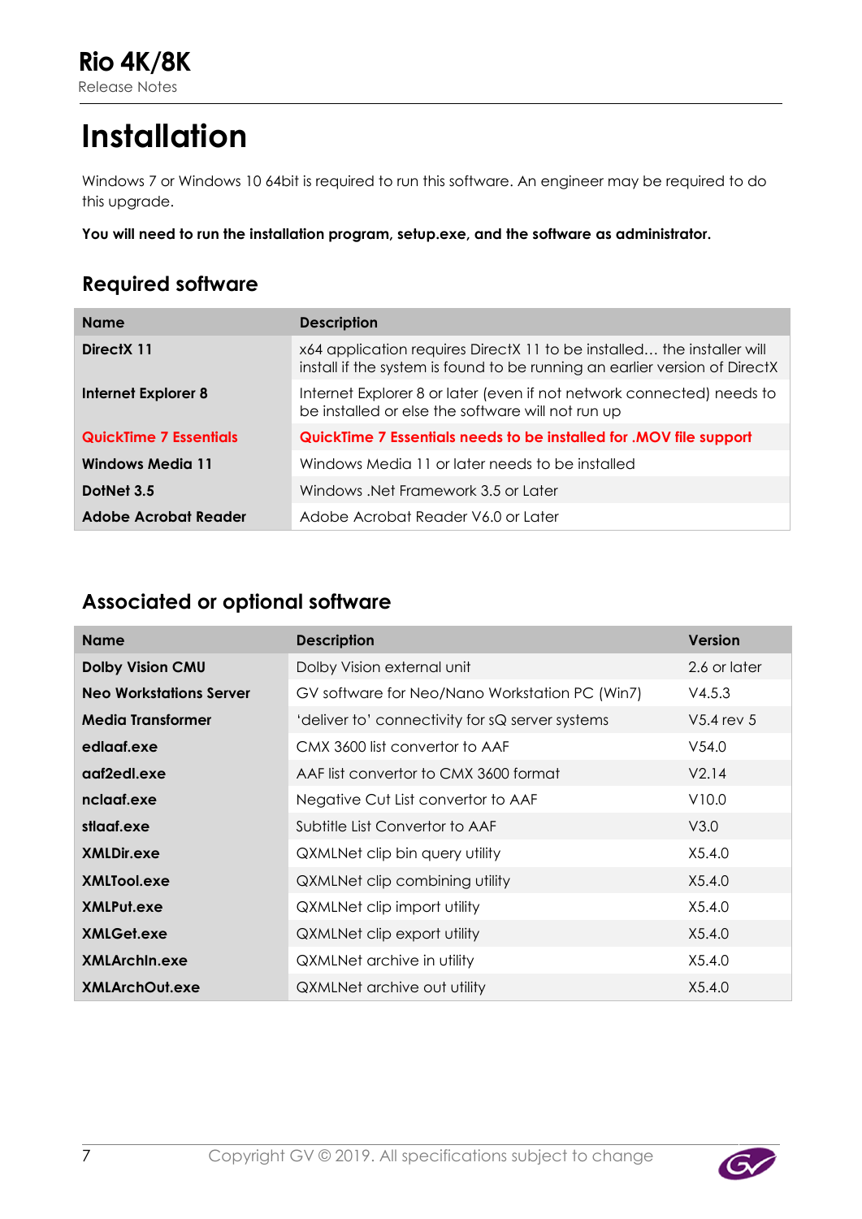# Installation

Windows 7 or Windows 10 64bit is required to run this software. An engineer may be required to do this upgrade.

**You will need to run the installation program, setup.exe, and the software as administrator.**

## Required software

| Name | Description |
|---|---|
| **DirectX 11** | x64 application requires DirectX 11 to be installed… the installer will install if the system is found to be running an earlier version of DirectX |
| **Internet Explorer 8** | Internet Explorer 8 or later (even if not network connected) needs to be installed or else the software will not run up |
| **QuickTime 7 Essentials** | **QuickTime 7 Essentials needs to be installed for .MOV file support** |
| **Windows Media 11** | Windows Media 11 or later needs to be installed |
| **DotNet 3.5** | Windows .Net Framework 3.5 or Later |
| **Adobe Acrobat Reader** | Adobe Acrobat Reader V6.0 or Later |

## Associated or optional software

| Name | Description | Version |
|---|---|---|
| **Dolby Vision CMU** | Dolby Vision external unit | 2.6 or later |
| **Neo Workstations Server** | GV software for Neo/Nano Workstation PC (Win7) | V4.5.3 |
| **Media Transformer** | 'deliver to' connectivity for sQ server systems | V5.4 rev 5 |
| **edlaaf.exe** | CMX 3600 list convertor to AAF | V54.0 |
| **aaf2edl.exe** | AAF list convertor to CMX 3600 format | V2.14 |
| **nclaaf.exe** | Negative Cut List convertor to AAF | V10.0 |
| **stlaaf.exe** | Subtitle List Convertor to AAF | V3.0 |
| **XMLDir.exe** | QXMLNet clip bin query utility | X5.4.0 |
| **XMLTool.exe** | QXMLNet clip combining utility | X5.4.0 |
| **XMLPut.exe** | QXMLNet clip import utility | X5.4.0 |
| **XMLGet.exe** | QXMLNet clip export utility | X5.4.0 |
| **XMLArchIn.exe** | QXMLNet archive in utility | X5.4.0 |
| **XMLArchOut.exe** | QXMLNet archive out utility | X5.4.0 |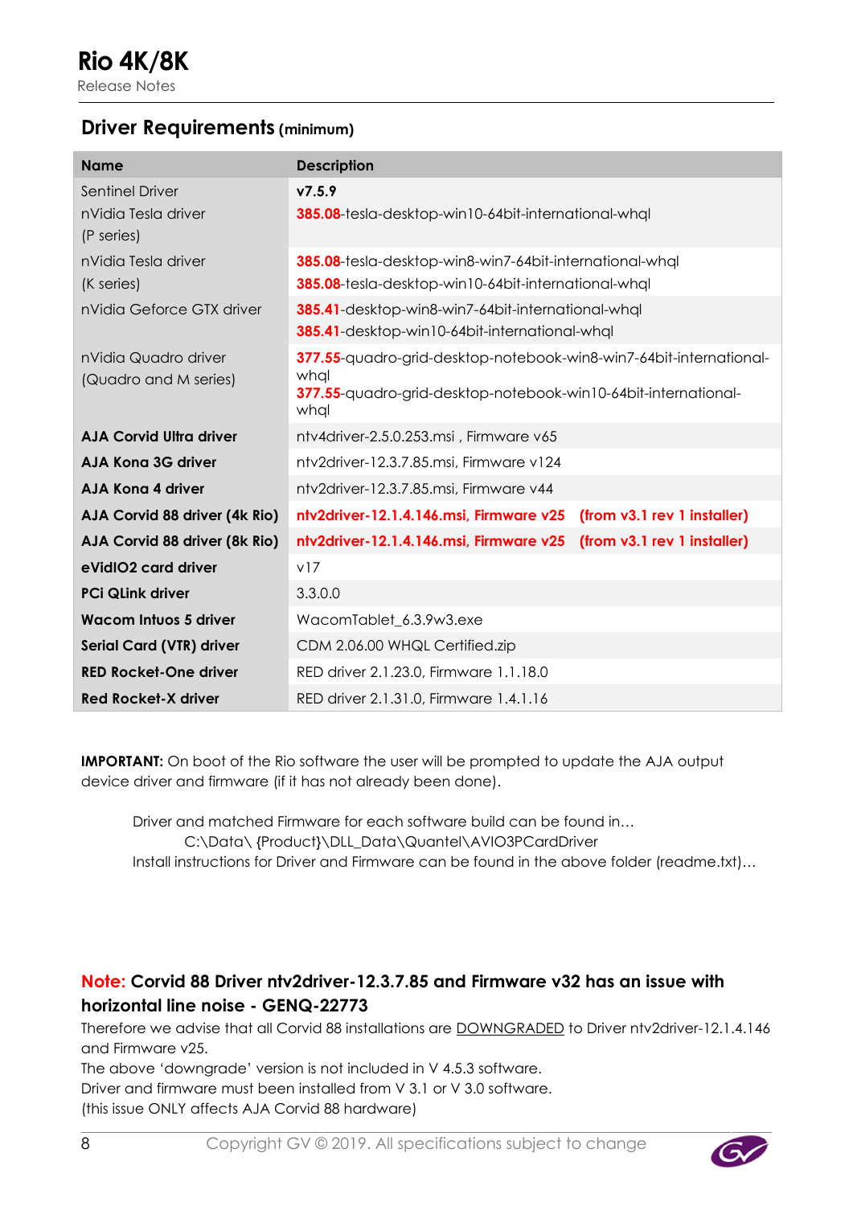## Driver Requirements (minimum)

| Name | Description |
| --- | --- |
| Sentinel Driver | **v7.5.9** |
| nVidia Tesla driver (P series) | 385.08-tesla-desktop-win10-64bit-international-whql |
| nVidia Tesla driver (K series) | 385.08-tesla-desktop-win8-win7-64bit-international-whql<br>385.08-tesla-desktop-win10-64bit-international-whql |
| nVidia Geforce GTX driver | 385.41-desktop-win8-win7-64bit-international-whql<br>385.41-desktop-win10-64bit-international-whql |
| nVidia Quadro driver (Quadro and M series) | 377.55-quadro-grid-desktop-notebook-win8-win7-64bit-international-whql<br>377.55-quadro-grid-desktop-notebook-win10-64bit-international-whql |
| **AJA Corvid Ultra driver** | ntv4driver-2.5.0.253.msi , Firmware v65 |
| **AJA Kona 3G driver** | ntv2driver-12.3.7.85.msi, Firmware v124 |
| **AJA Kona 4 driver** | ntv2driver-12.3.7.85.msi, Firmware v44 |
| **AJA Corvid 88 driver (4k Rio)** | **ntv2driver-12.1.4.146.msi, Firmware v25 (from v3.1 rev 1 installer)** |
| **AJA Corvid 88 driver (8k Rio)** | **ntv2driver-12.1.4.146.msi, Firmware v25 (from v3.1 rev 1 installer)** |
| **eVidIO2 card driver** | v17 |
| **PCi QLink driver** | 3.3.0.0 |
| **Wacom Intuos 5 driver** | WacomTablet_6.3.9w3.exe |
| **Serial Card (VTR) driver** | CDM 2.06.00 WHQL Certified.zip |
| **RED Rocket-One driver** | RED driver 2.1.23.0, Firmware 1.1.18.0 |
| **Red Rocket-X driver** | RED driver 2.1.31.0, Firmware 1.4.1.16 |

**IMPORTANT:** On boot of the Rio software the user will be prompted to update the AJA output device driver and firmware (if it has not already been done).

Driver and matched Firmware for each software build can be found in…
C:\Data\ {Product}\DLL_Data\Quantel\AVIO3PCardDriver
Install instructions for Driver and Firmware can be found in the above folder (readme.txt)…

### Note: Corvid 88 Driver ntv2driver-12.3.7.85 and Firmware v32 has an issue with horizontal line noise - GENQ-22773

Therefore we advise that all Corvid 88 installations are DOWNGRADED to Driver ntv2driver-12.1.4.146 and Firmware v25.
The above 'downgrade' version is not included in V 4.5.3 software.
Driver and firmware must been installed from V 3.1 or V 3.0 software.
(this issue ONLY affects AJA Corvid 88 hardware)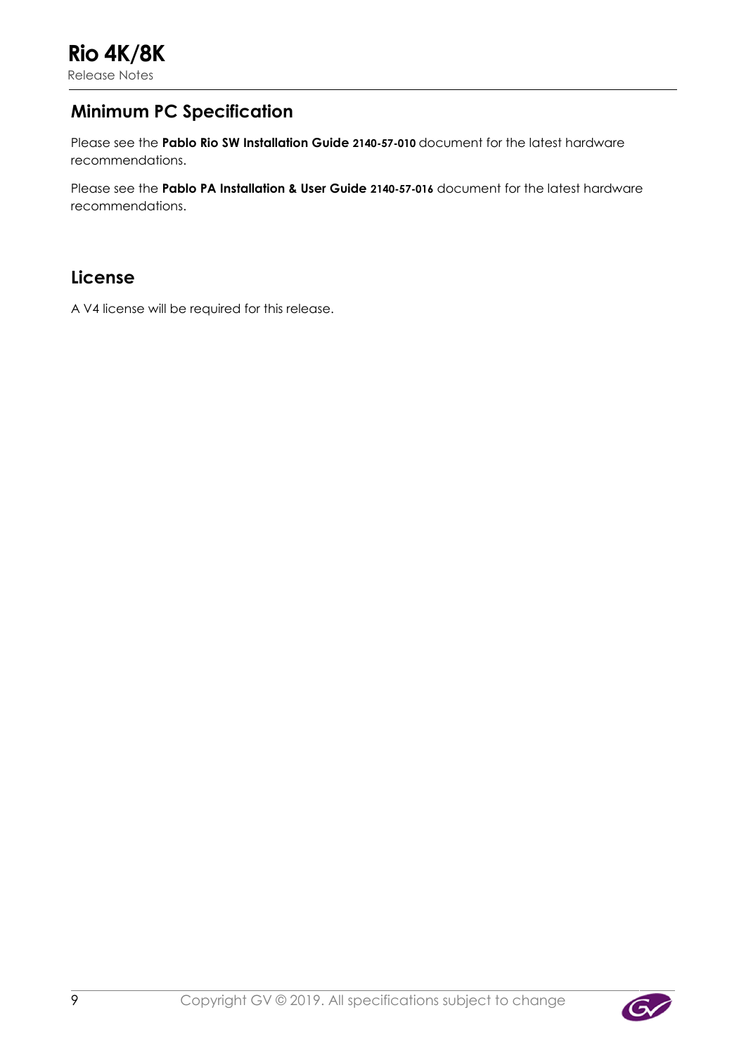## Minimum PC Specification

Please see the **Pablo Rio SW Installation Guide 2140-57-010** document for the latest hardware recommendations.

Please see the **Pablo PA Installation & User Guide 2140-57-016** document for the latest hardware recommendations.

## License

A V4 license will be required for this release.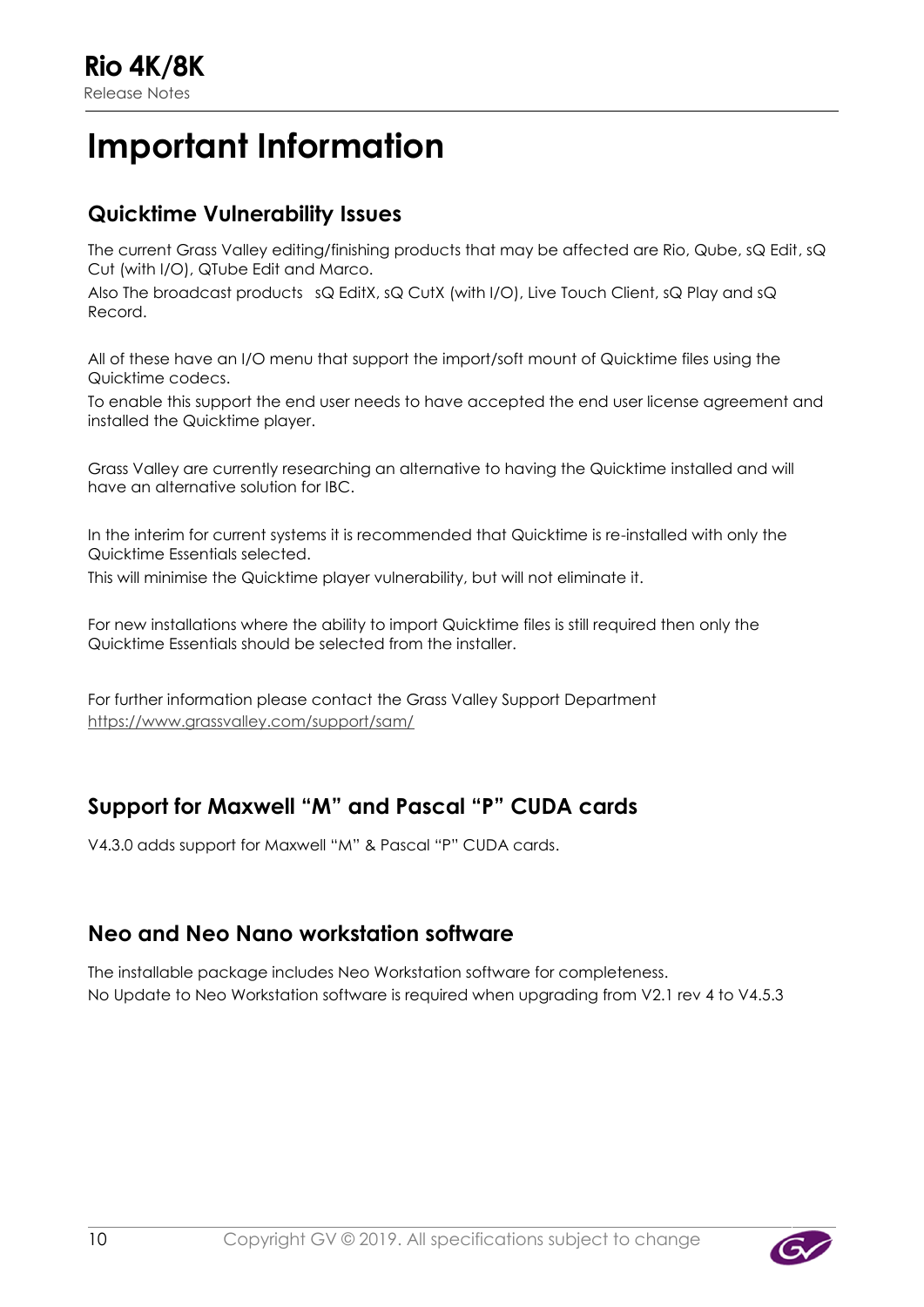# Important Information

## Quicktime Vulnerability Issues

The current Grass Valley editing/finishing products that may be affected are Rio, Qube, sQ Edit, sQ Cut (with I/O), QTube Edit and Marco.

Also The broadcast products  sQ EditX, sQ CutX (with I/O), Live Touch Client, sQ Play and sQ Record.

All of these have an I/O menu that support the import/soft mount of Quicktime files using the Quicktime codecs.

To enable this support the end user needs to have accepted the end user license agreement and installed the Quicktime player.

Grass Valley are currently researching an alternative to having the Quicktime installed and will have an alternative solution for IBC.

In the interim for current systems it is recommended that Quicktime is re-installed with only the Quicktime Essentials selected.

This will minimise the Quicktime player vulnerability, but will not eliminate it.

For new installations where the ability to import Quicktime files is still required then only the Quicktime Essentials should be selected from the installer.

For further information please contact the Grass Valley Support Department
https://www.grassvalley.com/support/sam/

## Support for Maxwell “M” and Pascal “P” CUDA cards

V4.3.0 adds support for Maxwell “M” & Pascal “P” CUDA cards.

## Neo and Neo Nano workstation software

The installable package includes Neo Workstation software for completeness.

No Update to Neo Workstation software is required when upgrading from V2.1 rev 4 to V4.5.3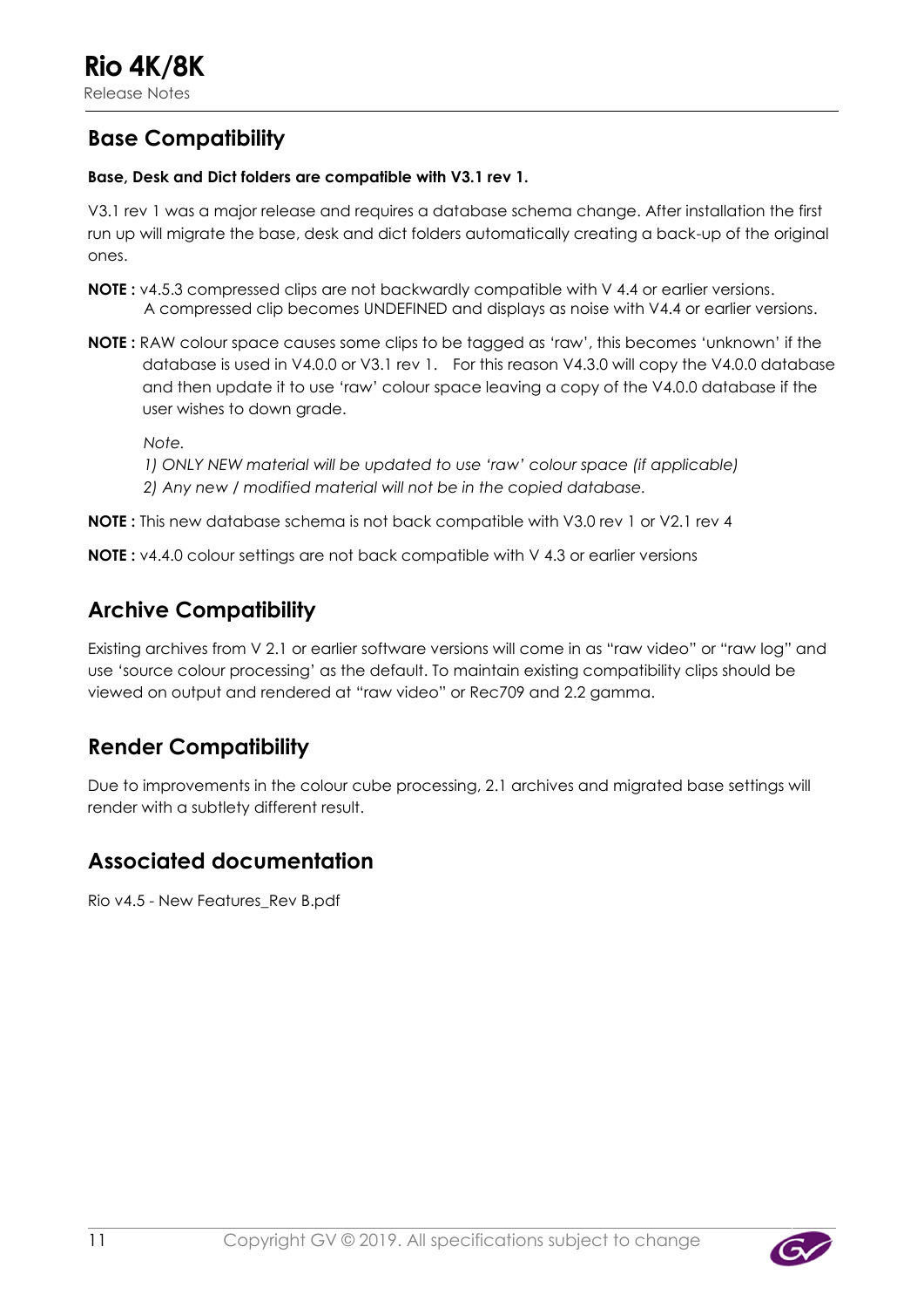## Base Compatibility

**Base, Desk and Dict folders are compatible with V3.1 rev 1.**

V3.1 rev 1 was a major release and requires a database schema change. After installation the first run up will migrate the base, desk and dict folders automatically creating a back-up of the original ones.

**NOTE :** v4.5.3 compressed clips are not backwardly compatible with V 4.4 or earlier versions. A compressed clip becomes UNDEFINED and displays as noise with V4.4 or earlier versions.

**NOTE :** RAW colour space causes some clips to be tagged as 'raw', this becomes 'unknown' if the database is used in V4.0.0 or V3.1 rev 1. For this reason V4.3.0 will copy the V4.0.0 database and then update it to use 'raw' colour space leaving a copy of the V4.0.0 database if the user wishes to down grade.

*Note.*
*1) ONLY NEW material will be updated to use 'raw' colour space (if applicable)*
*2) Any new / modified material will not be in the copied database.*

**NOTE :** This new database schema is not back compatible with V3.0 rev 1 or V2.1 rev 4

**NOTE :** v4.4.0 colour settings are not back compatible with V 4.3 or earlier versions

## Archive Compatibility

Existing archives from V 2.1 or earlier software versions will come in as "raw video" or "raw log" and use 'source colour processing' as the default. To maintain existing compatibility clips should be viewed on output and rendered at "raw video" or Rec709 and 2.2 gamma.

## Render Compatibility

Due to improvements in the colour cube processing, 2.1 archives and migrated base settings will render with a subtlety different result.

## Associated documentation

Rio v4.5 - New Features_Rev B.pdf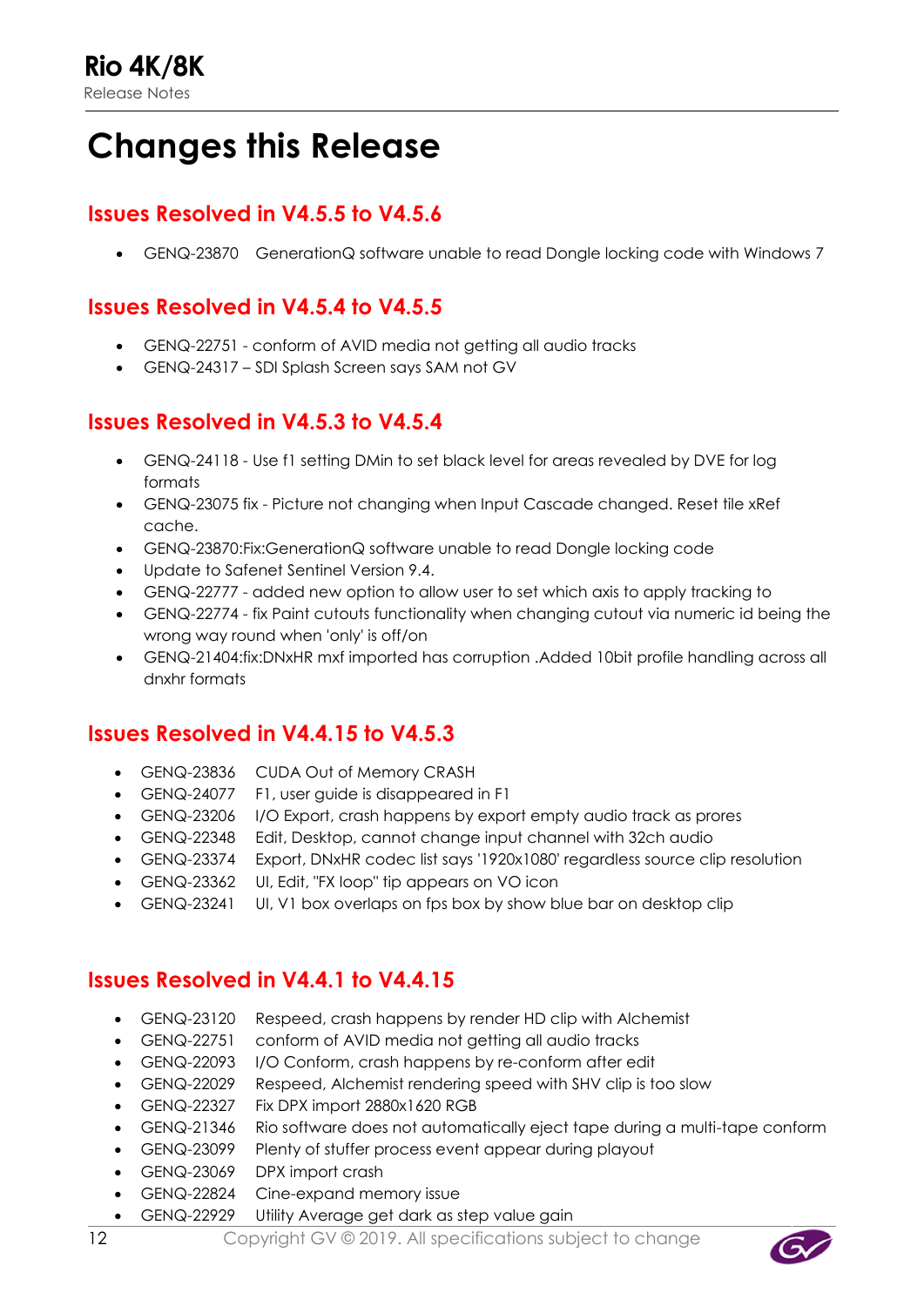# Changes this Release

## Issues Resolved in V4.5.5 to V4.5.6

- GENQ-23870 GenerationQ software unable to read Dongle locking code with Windows 7

## Issues Resolved in V4.5.4 to V4.5.5

- GENQ-22751 - conform of AVID media not getting all audio tracks
- GENQ-24317 – SDI Splash Screen says SAM not GV

## Issues Resolved in V4.5.3 to V4.5.4

- GENQ-24118 - Use f1 setting DMin to set black level for areas revealed by DVE for log formats
- GENQ-23075 fix - Picture not changing when Input Cascade changed. Reset tile xRef cache.
- GENQ-23870:Fix:GenerationQ software unable to read Dongle locking code
- Update to Safenet Sentinel Version 9.4.
- GENQ-22777 - added new option to allow user to set which axis to apply tracking to
- GENQ-22774 - fix Paint cutouts functionality when changing cutout via numeric id being the wrong way round when 'only' is off/on
- GENQ-21404:fix:DNxHR mxf imported has corruption .Added 10bit profile handling across all dnxhr formats

## Issues Resolved in V4.4.15 to V4.5.3

- GENQ-23836 CUDA Out of Memory CRASH
- GENQ-24077 F1, user guide is disappeared in F1
- GENQ-23206 I/O Export, crash happens by export empty audio track as prores
- GENQ-22348 Edit, Desktop, cannot change input channel with 32ch audio
- GENQ-23374 Export, DNxHR codec list says '1920x1080' regardless source clip resolution
- GENQ-23362 UI, Edit, "FX loop" tip appears on VO icon
- GENQ-23241 UI, V1 box overlaps on fps box by show blue bar on desktop clip

## Issues Resolved in V4.4.1 to V4.4.15

- GENQ-23120 Respeed, crash happens by render HD clip with Alchemist
- GENQ-22751 conform of AVID media not getting all audio tracks
- GENQ-22093 I/O Conform, crash happens by re-conform after edit
- GENQ-22029 Respeed, Alchemist rendering speed with SHV clip is too slow
- GENQ-22327 Fix DPX import 2880x1620 RGB
- GENQ-21346 Rio software does not automatically eject tape during a multi-tape conform
- GENQ-23099 Plenty of stuffer process event appear during playout
- GENQ-23069 DPX import crash
- GENQ-22824 Cine-expand memory issue
- GENQ-22929 Utility Average get dark as step value gain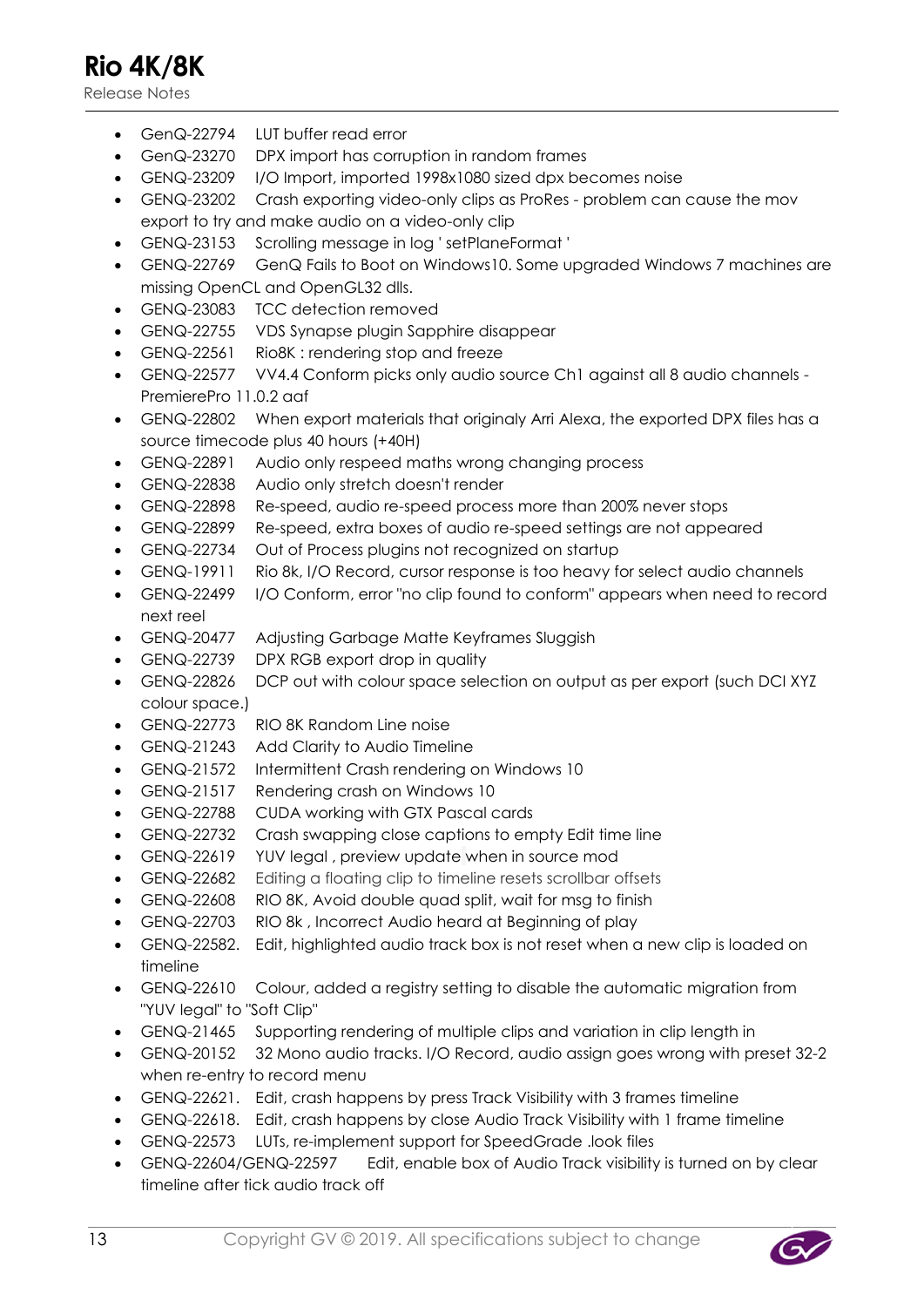- GenQ-22794 LUT buffer read error
- GenQ-23270 DPX import has corruption in random frames
- GENQ-23209 I/O Import, imported 1998x1080 sized dpx becomes noise
- GENQ-23202 Crash exporting video-only clips as ProRes - problem can cause the mov export to try and make audio on a video-only clip
- GENQ-23153 Scrolling message in log ' setPlaneFormat '
- GENQ-22769 GenQ Fails to Boot on Windows10. Some upgraded Windows 7 machines are missing OpenCL and OpenGL32 dlls.
- GENQ-23083 TCC detection removed
- GENQ-22755 VDS Synapse plugin Sapphire disappear
- GENQ-22561 Rio8K : rendering stop and freeze
- GENQ-22577 VV4.4 Conform picks only audio source Ch1 against all 8 audio channels - PremierePro 11.0.2 aaf
- GENQ-22802 When export materials that originaly Arri Alexa, the exported DPX files has a source timecode plus 40 hours (+40H)
- GENQ-22891 Audio only respeed maths wrong changing process
- GENQ-22838 Audio only stretch doesn't render
- GENQ-22898 Re-speed, audio re-speed process more than 200% never stops
- GENQ-22899 Re-speed, extra boxes of audio re-speed settings are not appeared
- GENQ-22734 Out of Process plugins not recognized on startup
- GENQ-19911 Rio 8k, I/O Record, cursor response is too heavy for select audio channels
- GENQ-22499 I/O Conform, error "no clip found to conform" appears when need to record next reel
- GENQ-20477 Adjusting Garbage Matte Keyframes Sluggish
- GENQ-22739 DPX RGB export drop in quality
- GENQ-22826 DCP out with colour space selection on output as per export (such DCI XYZ colour space.)
- GENQ-22773 RIO 8K Random Line noise
- GENQ-21243 Add Clarity to Audio Timeline
- GENQ-21572 Intermittent Crash rendering on Windows 10
- GENQ-21517 Rendering crash on Windows 10
- GENQ-22788 CUDA working with GTX Pascal cards
- GENQ-22732 Crash swapping close captions to empty Edit time line
- GENQ-22619 YUV legal , preview update when in source mod
- GENQ-22682 Editing a floating clip to timeline resets scrollbar offsets
- GENQ-22608 RIO 8K, Avoid double quad split, wait for msg to finish
- GENQ-22703 RIO 8k , Incorrect Audio heard at Beginning of play
- GENQ-22582. Edit, highlighted audio track box is not reset when a new clip is loaded on timeline
- GENQ-22610 Colour, added a registry setting to disable the automatic migration from "YUV legal" to "Soft Clip"
- GENQ-21465 Supporting rendering of multiple clips and variation in clip length in
- GENQ-20152 32 Mono audio tracks. I/O Record, audio assign goes wrong with preset 32-2 when re-entry to record menu
- GENQ-22621. Edit, crash happens by press Track Visibility with 3 frames timeline
- GENQ-22618. Edit, crash happens by close Audio Track Visibility with 1 frame timeline
- GENQ-22573 LUTs, re-implement support for SpeedGrade .look files
- GENQ-22604/GENQ-22597 Edit, enable box of Audio Track visibility is turned on by clear timeline after tick audio track off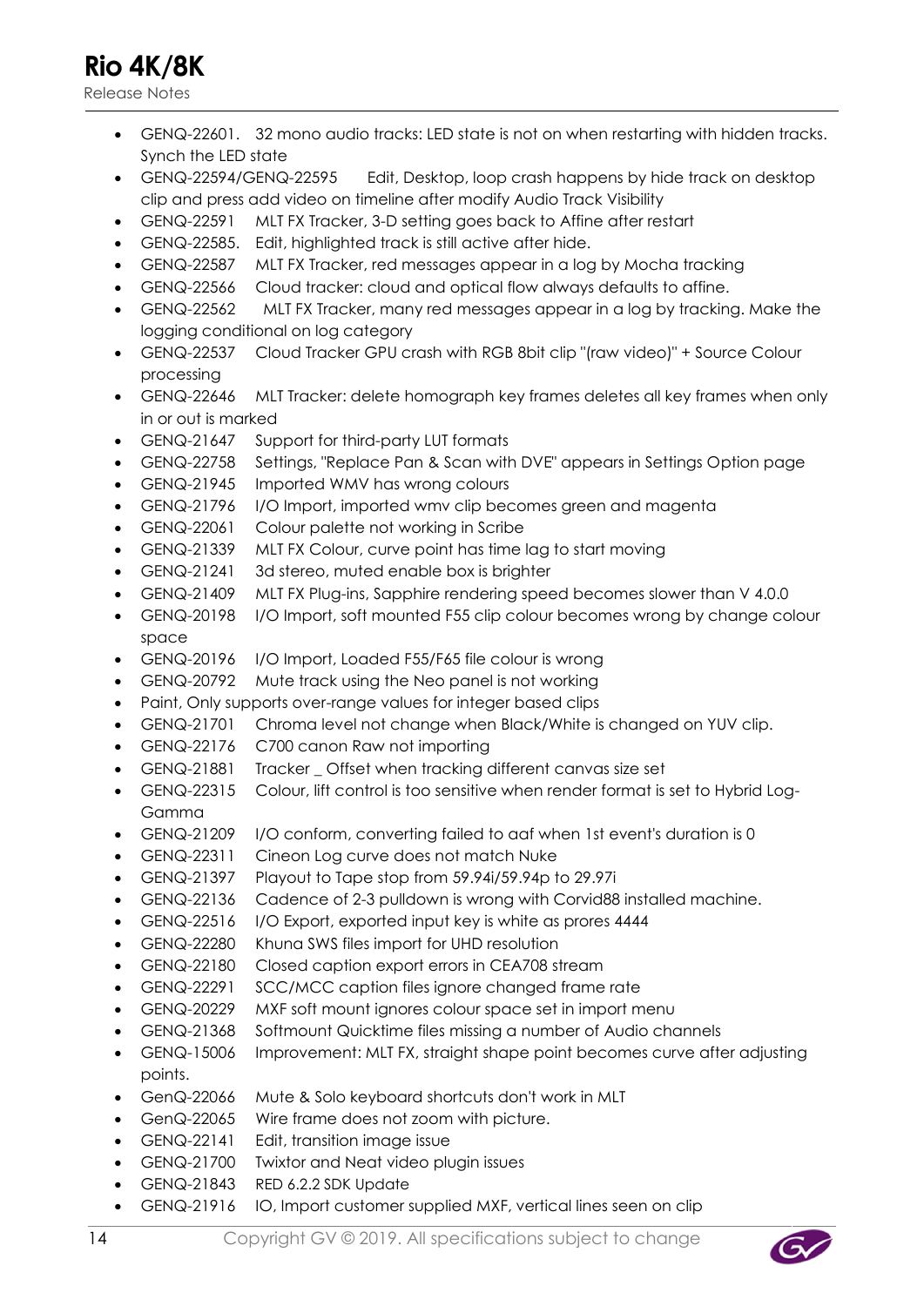- GENQ-22601. 32 mono audio tracks: LED state is not on when restarting with hidden tracks. Synch the LED state
- GENQ-22594/GENQ-22595 Edit, Desktop, loop crash happens by hide track on desktop clip and press add video on timeline after modify Audio Track Visibility
- GENQ-22591 MLT FX Tracker, 3-D setting goes back to Affine after restart
- GENQ-22585. Edit, highlighted track is still active after hide.
- GENQ-22587 MLT FX Tracker, red messages appear in a log by Mocha tracking
- GENQ-22566 Cloud tracker: cloud and optical flow always defaults to affine.
- GENQ-22562 MLT FX Tracker, many red messages appear in a log by tracking. Make the logging conditional on log category
- GENQ-22537 Cloud Tracker GPU crash with RGB 8bit clip "(raw video)" + Source Colour processing
- GENQ-22646 MLT Tracker: delete homograph key frames deletes all key frames when only in or out is marked
- GENQ-21647 Support for third-party LUT formats
- GENQ-22758 Settings, "Replace Pan & Scan with DVE" appears in Settings Option page
- GENQ-21945 Imported WMV has wrong colours
- GENQ-21796 I/O Import, imported wmv clip becomes green and magenta
- GENQ-22061 Colour palette not working in Scribe
- GENQ-21339 MLT FX Colour, curve point has time lag to start moving
- GENQ-21241 3d stereo, muted enable box is brighter
- GENQ-21409 MLT FX Plug-ins, Sapphire rendering speed becomes slower than V 4.0.0
- GENQ-20198 I/O Import, soft mounted F55 clip colour becomes wrong by change colour space
- GENQ-20196 I/O Import, Loaded F55/F65 file colour is wrong
- GENQ-20792 Mute track using the Neo panel is not working
- Paint, Only supports over-range values for integer based clips
- GENQ-21701 Chroma level not change when Black/White is changed on YUV clip.
- GENQ-22176 C700 canon Raw not importing
- GENQ-21881 Tracker _ Offset when tracking different canvas size set
- GENQ-22315 Colour, lift control is too sensitive when render format is set to Hybrid Log-Gamma
- GENQ-21209 I/O conform, converting failed to aaf when 1st event's duration is 0
- GENQ-22311 Cineon Log curve does not match Nuke
- GENQ-21397 Playout to Tape stop from 59.94i/59.94p to 29.97i
- GENQ-22136 Cadence of 2-3 pulldown is wrong with Corvid88 installed machine.
- GENQ-22516 I/O Export, exported input key is white as prores 4444
- GENQ-22280 Khuna SWS files import for UHD resolution
- GENQ-22180 Closed caption export errors in CEA708 stream
- GENQ-22291 SCC/MCC caption files ignore changed frame rate
- GENQ-20229 MXF soft mount ignores colour space set in import menu
- GENQ-21368 Softmount Quicktime files missing a number of Audio channels
- GENQ-15006 Improvement: MLT FX, straight shape point becomes curve after adjusting points.
- GenQ-22066 Mute & Solo keyboard shortcuts don't work in MLT
- GenQ-22065 Wire frame does not zoom with picture.
- GENQ-22141 Edit, transition image issue
- GENQ-21700 Twixtor and Neat video plugin issues
- GENQ-21843 RED 6.2.2 SDK Update
- GENQ-21916 IO, Import customer supplied MXF, vertical lines seen on clip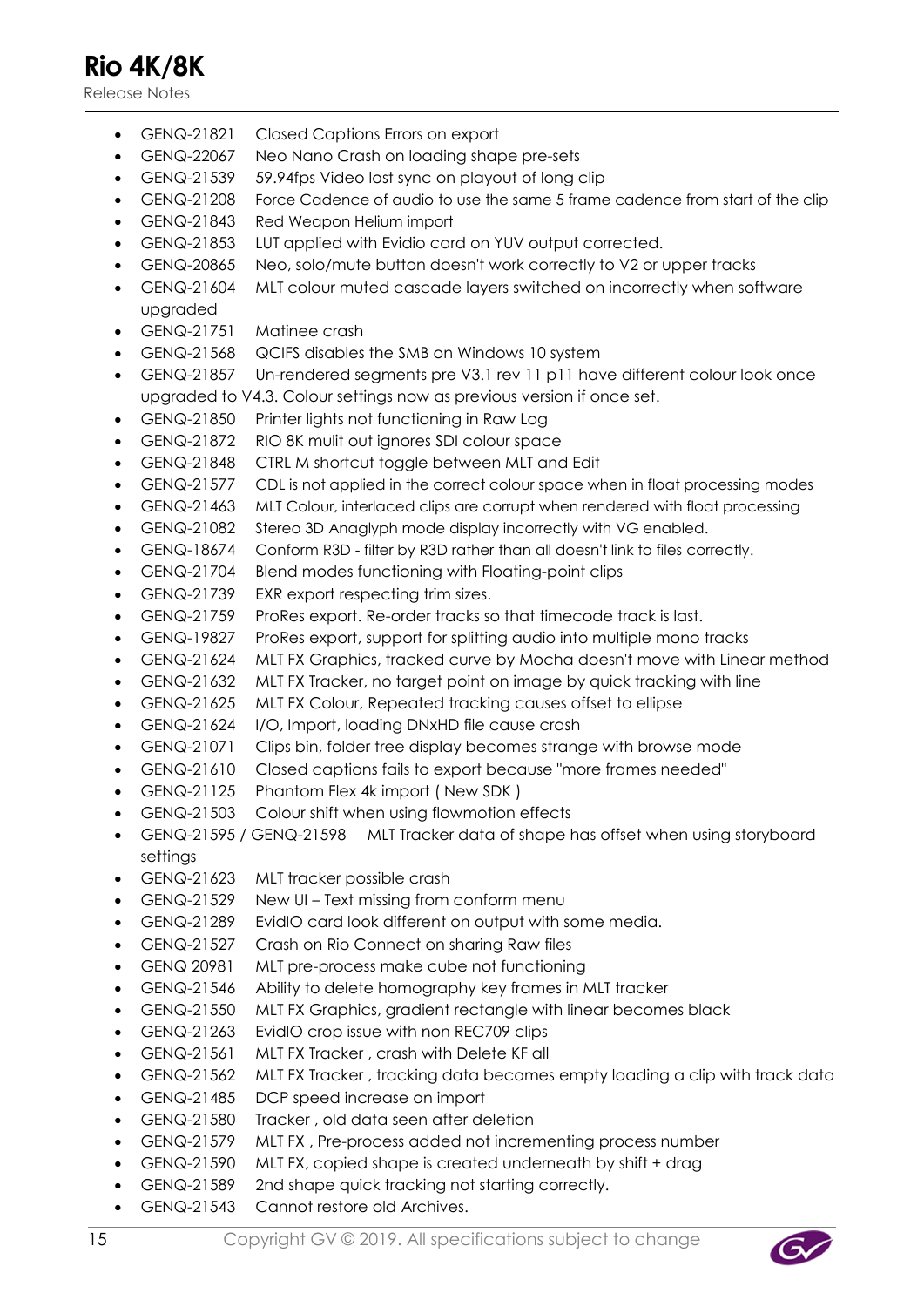- GENQ-21821 Closed Captions Errors on export
- GENQ-22067 Neo Nano Crash on loading shape pre-sets
- GENQ-21539 59.94fps Video lost sync on playout of long clip
- GENQ-21208 Force Cadence of audio to use the same 5 frame cadence from start of the clip
- GENQ-21843 Red Weapon Helium import
- GENQ-21853 LUT applied with Evidio card on YUV output corrected.
- GENQ-20865 Neo, solo/mute button doesn't work correctly to V2 or upper tracks
- GENQ-21604 MLT colour muted cascade layers switched on incorrectly when software upgraded
- GENQ-21751 Matinee crash
- GENQ-21568 QCIFS disables the SMB on Windows 10 system
- GENQ-21857 Un-rendered segments pre V3.1 rev 11 p11 have different colour look once upgraded to V4.3. Colour settings now as previous version if once set.
- GENQ-21850 Printer lights not functioning in Raw Log
- GENQ-21872 RIO 8K mulit out ignores SDI colour space
- GENQ-21848 CTRL M shortcut toggle between MLT and Edit
- GENQ-21577 CDL is not applied in the correct colour space when in float processing modes
- GENQ-21463 MLT Colour, interlaced clips are corrupt when rendered with float processing
- GENQ-21082 Stereo 3D Anaglyph mode display incorrectly with VG enabled.
- GENQ-18674 Conform R3D - filter by R3D rather than all doesn't link to files correctly.
- GENQ-21704 Blend modes functioning with Floating-point clips
- GENQ-21739 EXR export respecting trim sizes.
- GENQ-21759 ProRes export. Re-order tracks so that timecode track is last.
- GENQ-19827 ProRes export, support for splitting audio into multiple mono tracks
- GENQ-21624 MLT FX Graphics, tracked curve by Mocha doesn't move with Linear method
- GENQ-21632 MLT FX Tracker, no target point on image by quick tracking with line
- GENQ-21625 MLT FX Colour, Repeated tracking causes offset to ellipse
- GENQ-21624 I/O, Import, loading DNxHD file cause crash
- GENQ-21071 Clips bin, folder tree display becomes strange with browse mode
- GENQ-21610 Closed captions fails to export because "more frames needed"
- GENQ-21125 Phantom Flex 4k import ( New SDK )
- GENQ-21503 Colour shift when using flowmotion effects
- GENQ-21595 / GENQ-21598 MLT Tracker data of shape has offset when using storyboard settings
- GENQ-21623 MLT tracker possible crash
- GENQ-21529 New UI – Text missing from conform menu
- GENQ-21289 EvidIO card look different on output with some media.
- GENQ-21527 Crash on Rio Connect on sharing Raw files
- GENQ 20981 MLT pre-process make cube not functioning
- GENQ-21546 Ability to delete homography key frames in MLT tracker
- GENQ-21550 MLT FX Graphics, gradient rectangle with linear becomes black
- GENQ-21263 EvidIO crop issue with non REC709 clips
- GENQ-21561 MLT FX Tracker , crash with Delete KF all
- GENQ-21562 MLT FX Tracker , tracking data becomes empty loading a clip with track data
- GENQ-21485 DCP speed increase on import
- GENQ-21580 Tracker , old data seen after deletion
- GENQ-21579 MLT FX , Pre-process added not incrementing process number
- GENQ-21590 MLT FX, copied shape is created underneath by shift + drag
- GENQ-21589 2nd shape quick tracking not starting correctly.
- GENQ-21543 Cannot restore old Archives.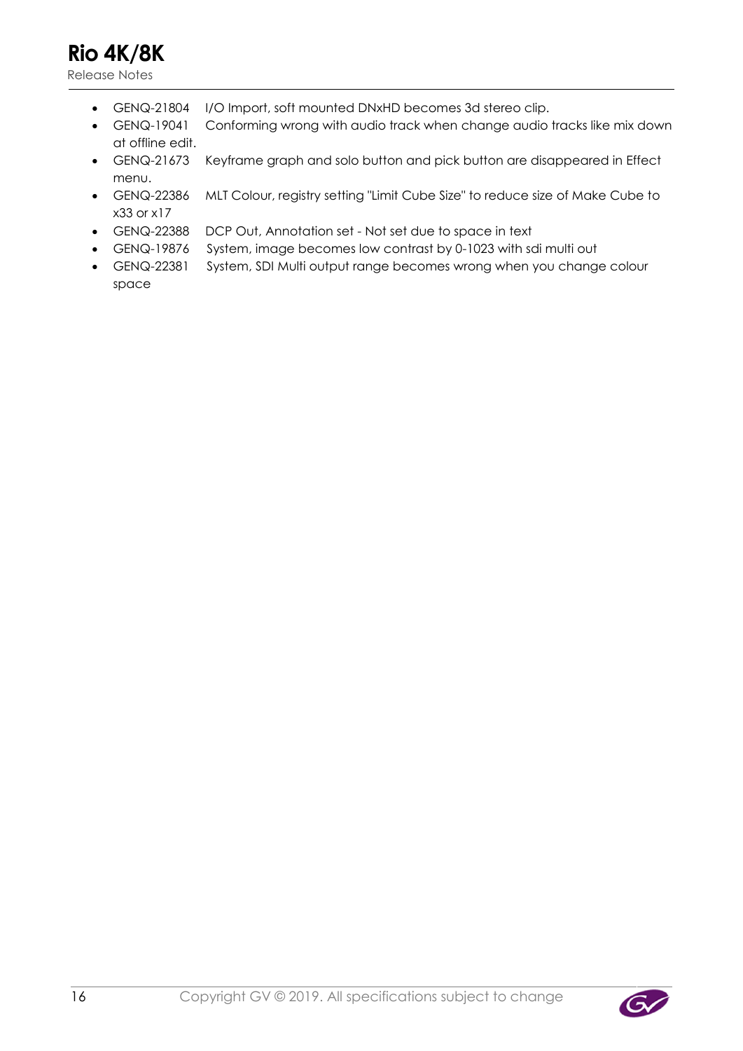- GENQ-21804 I/O Import, soft mounted DNxHD becomes 3d stereo clip.
- GENQ-19041 Conforming wrong with audio track when change audio tracks like mix down at offline edit.
- GENQ-21673 Keyframe graph and solo button and pick button are disappeared in Effect menu.
- GENQ-22386 MLT Colour, registry setting "Limit Cube Size" to reduce size of Make Cube to x33 or x17
- GENQ-22388 DCP Out, Annotation set - Not set due to space in text
- GENQ-19876 System, image becomes low contrast by 0-1023 with sdi multi out
- GENQ-22381 System, SDI Multi output range becomes wrong when you change colour space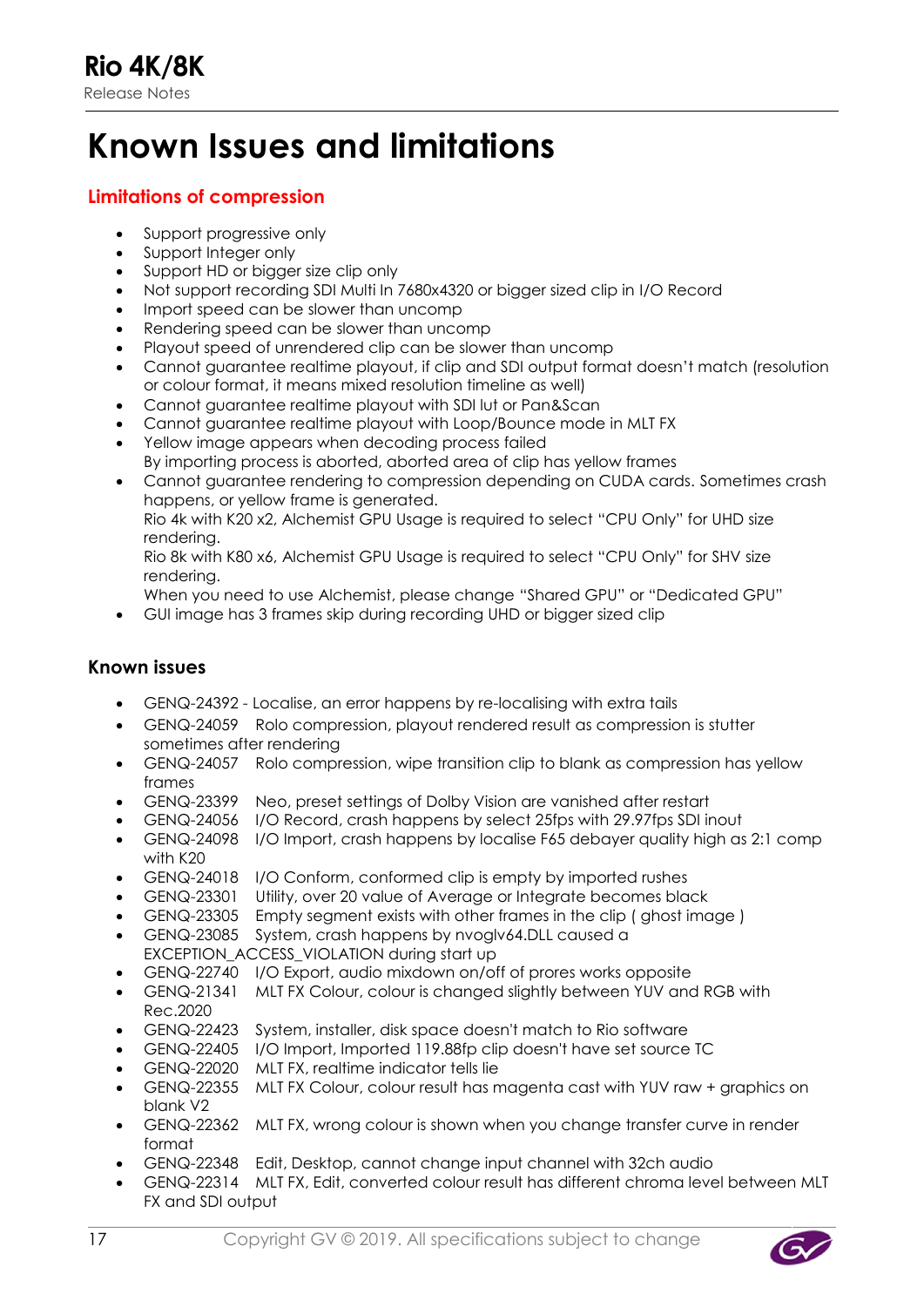# Known Issues and limitations

## Limitations of compression

- Support progressive only
- Support Integer only
- Support HD or bigger size clip only
- Not support recording SDI Multi In 7680x4320 or bigger sized clip in I/O Record
- Import speed can be slower than uncomp
- Rendering speed can be slower than uncomp
- Playout speed of unrendered clip can be slower than uncomp
- Cannot guarantee realtime playout, if clip and SDI output format doesn't match (resolution or colour format, it means mixed resolution timeline as well)
- Cannot guarantee realtime playout with SDI lut or Pan&Scan
- Cannot guarantee realtime playout with Loop/Bounce mode in MLT FX
- Yellow image appears when decoding process failed
  By importing process is aborted, aborted area of clip has yellow frames
- Cannot guarantee rendering to compression depending on CUDA cards. Sometimes crash happens, or yellow frame is generated.
  Rio 4k with K20 x2, Alchemist GPU Usage is required to select "CPU Only" for UHD size rendering.
  Rio 8k with K80 x6, Alchemist GPU Usage is required to select "CPU Only" for SHV size rendering.
  When you need to use Alchemist, please change "Shared GPU" or "Dedicated GPU"
- GUI image has 3 frames skip during recording UHD or bigger sized clip

### Known issues

- GENQ-24392 - Localise, an error happens by re-localising with extra tails
- GENQ-24059 Rolo compression, playout rendered result as compression is stutter sometimes after rendering
- GENQ-24057 Rolo compression, wipe transition clip to blank as compression has yellow frames
- GENQ-23399 Neo, preset settings of Dolby Vision are vanished after restart
- GENQ-24056 I/O Record, crash happens by select 25fps with 29.97fps SDI inout
- GENQ-24098 I/O Import, crash happens by localise F65 debayer quality high as 2:1 comp with K20
- GENQ-24018 I/O Conform, conformed clip is empty by imported rushes
- GENQ-23301 Utility, over 20 value of Average or Integrate becomes black
- GENQ-23305 Empty segment exists with other frames in the clip ( ghost image )
- GENQ-23085 System, crash happens by nvoglv64.DLL caused a EXCEPTION_ACCESS_VIOLATION during start up
- GENQ-22740 I/O Export, audio mixdown on/off of prores works opposite
- GENQ-21341 MLT FX Colour, colour is changed slightly between YUV and RGB with Rec.2020
- GENQ-22423 System, installer, disk space doesn't match to Rio software
- GENQ-22405 I/O Import, Imported 119.88fp clip doesn't have set source TC
- GENQ-22020 MLT FX, realtime indicator tells lie
- GENQ-22355 MLT FX Colour, colour result has magenta cast with YUV raw + graphics on blank V2
- GENQ-22362 MLT FX, wrong colour is shown when you change transfer curve in render format
- GENQ-22348 Edit, Desktop, cannot change input channel with 32ch audio
- GENQ-22314 MLT FX, Edit, converted colour result has different chroma level between MLT FX and SDI output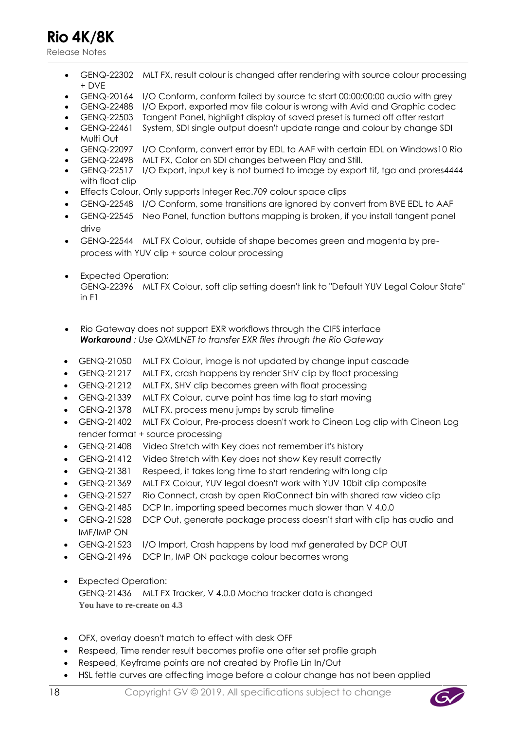- GENQ-22302 MLT FX, result colour is changed after rendering with source colour processing + DVE
- GENQ-20164 I/O Conform, conform failed by source tc start 00:00:00:00 audio with grey
- GENQ-22488 I/O Export, exported mov file colour is wrong with Avid and Graphic codec
- GENQ-22503 Tangent Panel, highlight display of saved preset is turned off after restart
- GENQ-22461 System, SDI single output doesn't update range and colour by change SDI Multi Out
- GENQ-22097 I/O Conform, convert error by EDL to AAF with certain EDL on Windows10 Rio
- GENQ-22498 MLT FX, Color on SDI changes between Play and Still.
- GENQ-22517 I/O Export, input key is not burned to image by export tif, tga and prores4444 with float clip
- Effects Colour, Only supports Integer Rec.709 colour space clips
- GENQ-22548 I/O Conform, some transitions are ignored by convert from BVE EDL to AAF
- GENQ-22545 Neo Panel, function buttons mapping is broken, if you install tangent panel drive
- GENQ-22544 MLT FX Colour, outside of shape becomes green and magenta by pre-process with YUV clip + source colour processing

- Expected Operation:
  GENQ-22396 MLT FX Colour, soft clip setting doesn't link to "Default YUV Legal Colour State" in F1

- Rio Gateway does not support EXR workflows through the CIFS interface
  ***Workaround*** *: Use QXMLNET to transfer EXR files through the Rio Gateway*

- GENQ-21050 MLT FX Colour, image is not updated by change input cascade
- GENQ-21217 MLT FX, crash happens by render SHV clip by float processing
- GENQ-21212 MLT FX, SHV clip becomes green with float processing
- GENQ-21339 MLT FX Colour, curve point has time lag to start moving
- GENQ-21378 MLT FX, process menu jumps by scrub timeline
- GENQ-21402 MLT FX Colour, Pre-process doesn't work to Cineon Log clip with Cineon Log render format + source processing
- GENQ-21408 Video Stretch with Key does not remember it's history
- GENQ-21412 Video Stretch with Key does not show Key result correctly
- GENQ-21381 Respeed, it takes long time to start rendering with long clip
- GENQ-21369 MLT FX Colour, YUV legal doesn't work with YUV 10bit clip composite
- GENQ-21527 Rio Connect, crash by open RioConnect bin with shared raw video clip
- GENQ-21485 DCP In, importing speed becomes much slower than V 4.0.0
- GENQ-21528 DCP Out, generate package process doesn't start with clip has audio and IMF/IMP ON
- GENQ-21523 I/O Import, Crash happens by load mxf generated by DCP OUT
- GENQ-21496 DCP In, IMP ON package colour becomes wrong

- Expected Operation:
  GENQ-21436 MLT FX Tracker, V 4.0.0 Mocha tracker data is changed
  **You have to re-create on 4.3**

- OFX, overlay doesn't match to effect with desk OFF
- Respeed, Time render result becomes profile one after set profile graph
- Respeed, Keyframe points are not created by Profile Lin In/Out
- HSL fettle curves are affecting image before a colour change has not been applied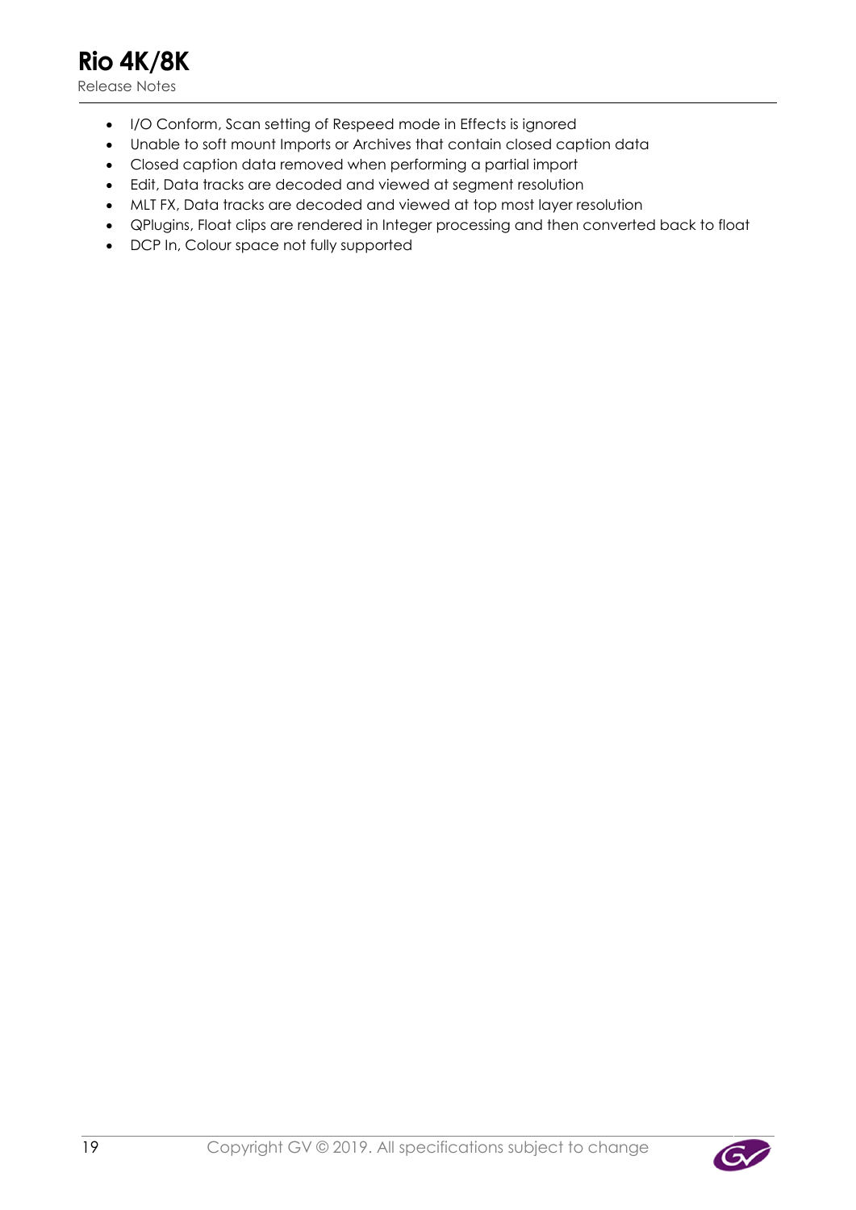- I/O Conform, Scan setting of Respeed mode in Effects is ignored
- Unable to soft mount Imports or Archives that contain closed caption data
- Closed caption data removed when performing a partial import
- Edit, Data tracks are decoded and viewed at segment resolution
- MLT FX, Data tracks are decoded and viewed at top most layer resolution
- QPlugins, Float clips are rendered in Integer processing and then converted back to float
- DCP In, Colour space not fully supported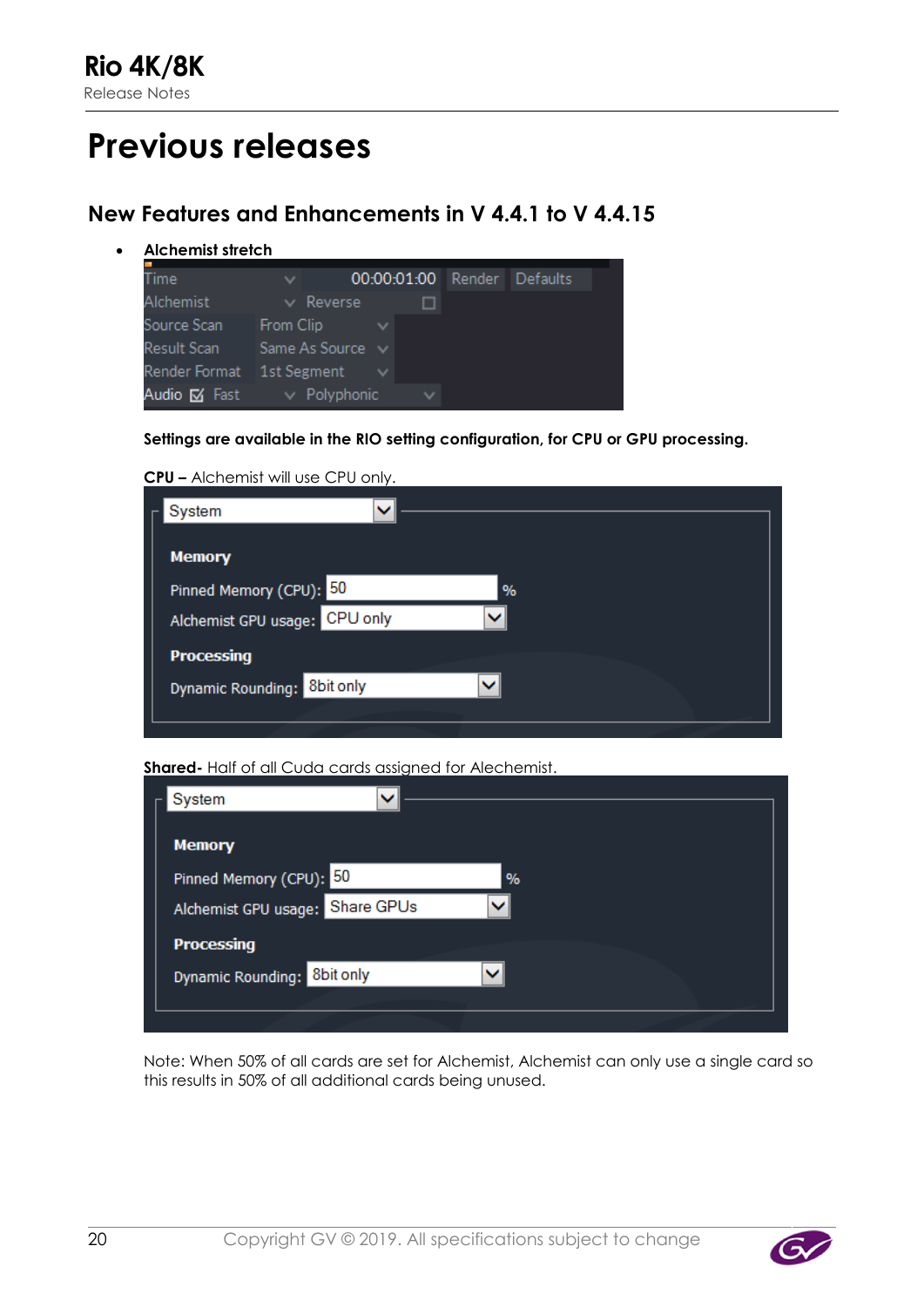# Previous releases

## New Features and Enhancements in V 4.4.1 to V 4.4.15

- **Alchemist stretch**

**Settings are available in the RIO setting configuration, for CPU or GPU processing.**

**CPU –** Alchemist will use CPU only.

**Shared-** Half of all Cuda cards assigned for Alechemist.

Note: When 50% of all cards are set for Alchemist, Alchemist can only use a single card so this results in 50% of all additional cards being unused.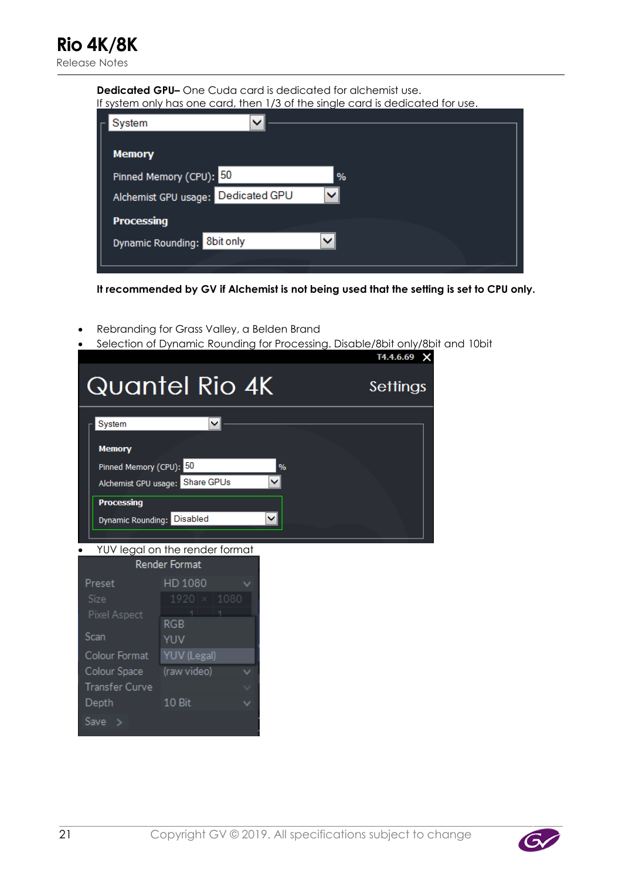**Dedicated GPU–** One Cuda card is dedicated for alchemist use.
If system only has one card, then 1/3 of the single card is dedicated for use.

**It recommended by GV if Alchemist is not being used that the setting is set to CPU only.**

- Rebranding for Grass Valley, a Belden Brand
- Selection of Dynamic Rounding for Processing. Disable/8bit only/8bit and 10bit
- YUV legal on the render format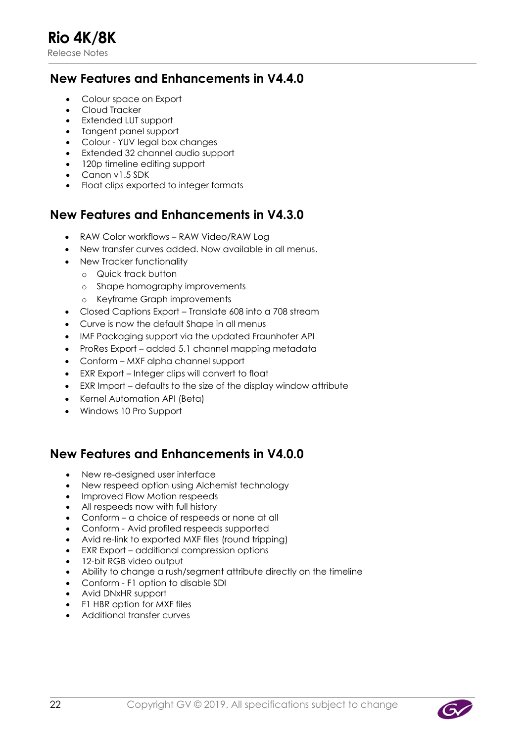## New Features and Enhancements in V4.4.0

- Colour space on Export
- Cloud Tracker
- Extended LUT support
- Tangent panel support
- Colour - YUV legal box changes
- Extended 32 channel audio support
- 120p timeline editing support
- Canon v1.5 SDK
- Float clips exported to integer formats

## New Features and Enhancements in V4.3.0

- RAW Color workflows – RAW Video/RAW Log
- New transfer curves added. Now available in all menus.
- New Tracker functionality
  - Quick track button
  - Shape homography improvements
  - Keyframe Graph improvements
- Closed Captions Export – Translate 608 into a 708 stream
- Curve is now the default Shape in all menus
- IMF Packaging support via the updated Fraunhofer API
- ProRes Export – added 5.1 channel mapping metadata
- Conform – MXF alpha channel support
- EXR Export – Integer clips will convert to float
- EXR Import – defaults to the size of the display window attribute
- Kernel Automation API (Beta)
- Windows 10 Pro Support

## New Features and Enhancements in V4.0.0

- New re-designed user interface
- New respeed option using Alchemist technology
- Improved Flow Motion respeeds
- All respeeds now with full history
- Conform – a choice of respeeds or none at all
- Conform - Avid profiled respeeds supported
- Avid re-link to exported MXF files (round tripping)
- EXR Export – additional compression options
- 12-bit RGB video output
- Ability to change a rush/segment attribute directly on the timeline
- Conform - F1 option to disable SDI
- Avid DNxHR support
- F1 HBR option for MXF files
- Additional transfer curves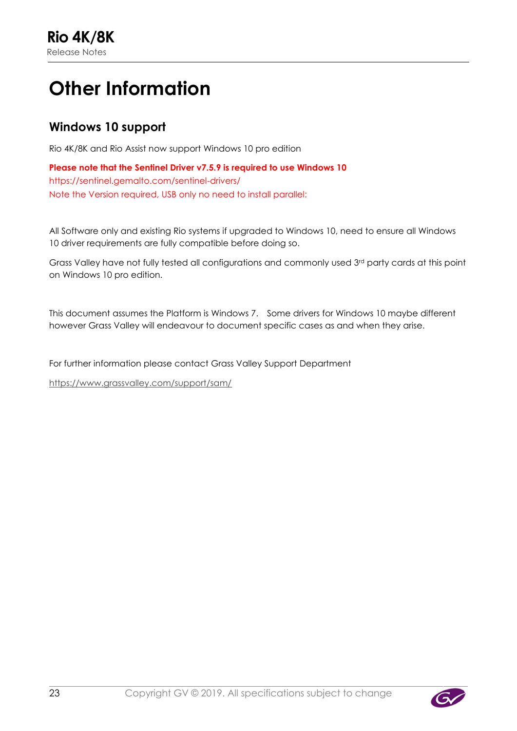# Other Information

## Windows 10 support

Rio 4K/8K and Rio Assist now support Windows 10 pro edition

**Please note that the Sentinel Driver v7.5.9 is required to use Windows 10**

https://sentinel.gemalto.com/sentinel-drivers/

Note the Version required, USB only no need to install parallel:

All Software only and existing Rio systems if upgraded to Windows 10, need to ensure all Windows 10 driver requirements are fully compatible before doing so.

Grass Valley have not fully tested all configurations and commonly used 3rd party cards at this point on Windows 10 pro edition.

This document assumes the Platform is Windows 7. Some drivers for Windows 10 maybe different however Grass Valley will endeavour to document specific cases as and when they arise.

For further information please contact Grass Valley Support Department

https://www.grassvalley.com/support/sam/